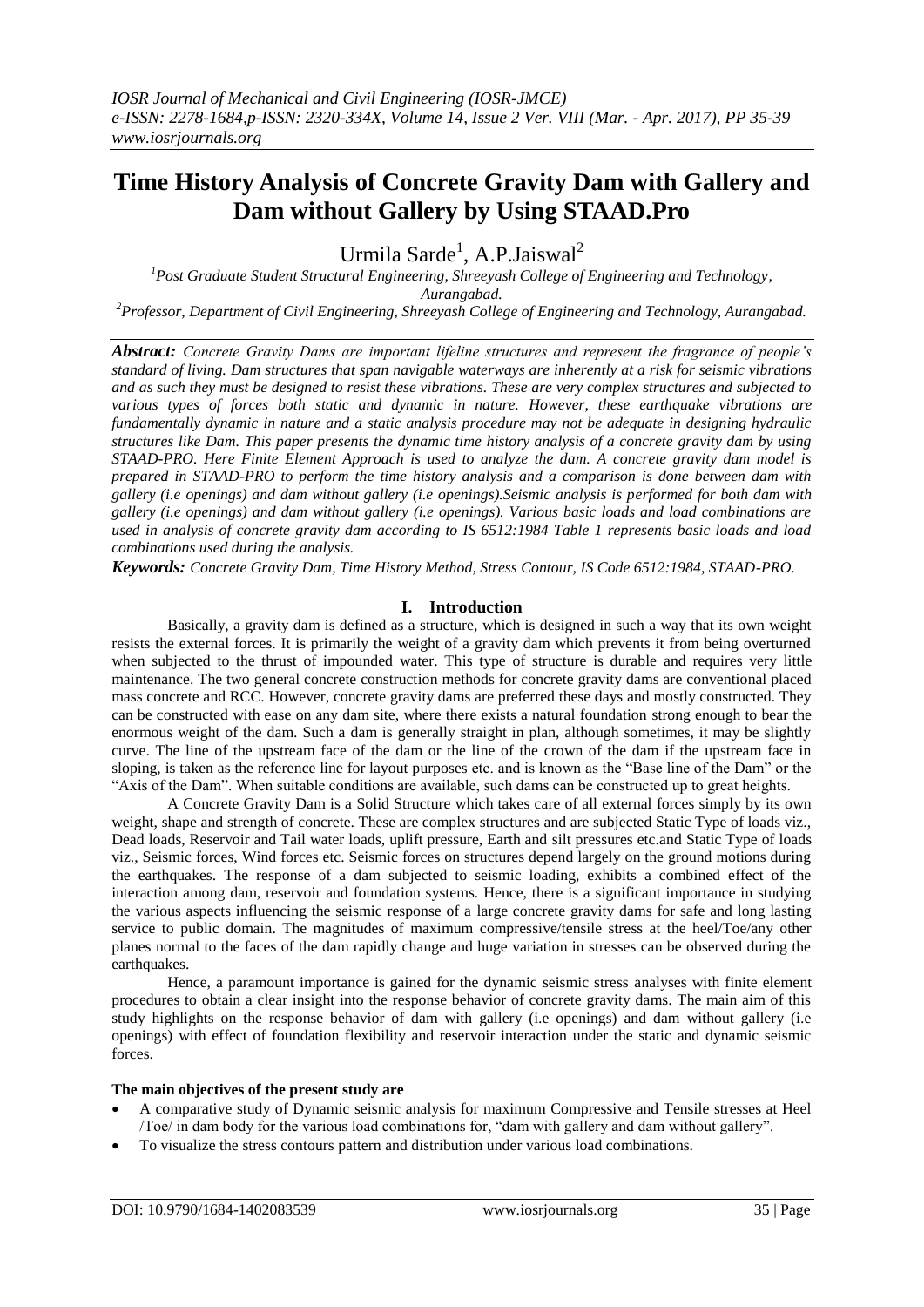# Time History Analysis of Concrete Gravity Dam with Gallery and Dam without Gallery by Using STAAD.Pro

Urmila Sarde[1], A.P.Jaiswal[2]

[1]Post Graduate Student Structural Engineering, Shreeyash College of Engineering and Technology, Aurangabad.

[2]Professor, Department of Civil Engineering, Shreeyash College of Engineering and Technology, Aurangabad.

***Abstract:*** *Concrete Gravity Dams are important lifeline structures and represent the fragrance of people's standard of living. Dam structures that span navigable waterways are inherently at a risk for seismic vibrations and as such they must be designed to resist these vibrations. These are very complex structures and subjected to various types of forces both static and dynamic in nature. However, these earthquake vibrations are fundamentally dynamic in nature and a static analysis procedure may not be adequate in designing hydraulic structures like Dam. This paper presents the dynamic time history analysis of a concrete gravity dam by using STAAD-PRO. Here Finite Element Approach is used to analyze the dam. A concrete gravity dam model is prepared in STAAD-PRO to perform the time history analysis and a comparison is done between dam with gallery (i.e openings) and dam without gallery (i.e openings).Seismic analysis is performed for both dam with gallery (i.e openings) and dam without gallery (i.e openings). Various basic loads and load combinations are used in analysis of concrete gravity dam according to IS 6512:1984 Table 1 represents basic loads and load combinations used during the analysis.*

***Keywords:*** *Concrete Gravity Dam, Time History Method, Stress Contour, IS Code 6512:1984, STAAD-PRO.*

## I. Introduction

Basically, a gravity dam is defined as a structure, which is designed in such a way that its own weight resists the external forces. It is primarily the weight of a gravity dam which prevents it from being overturned when subjected to the thrust of impounded water. This type of structure is durable and requires very little maintenance. The two general concrete construction methods for concrete gravity dams are conventional placed mass concrete and RCC. However, concrete gravity dams are preferred these days and mostly constructed. They can be constructed with ease on any dam site, where there exists a natural foundation strong enough to bear the enormous weight of the dam. Such a dam is generally straight in plan, although sometimes, it may be slightly curve. The line of the upstream face of the dam or the line of the crown of the dam if the upstream face in sloping, is taken as the reference line for layout purposes etc. and is known as the "Base line of the Dam" or the "Axis of the Dam". When suitable conditions are available, such dams can be constructed up to great heights.

A Concrete Gravity Dam is a Solid Structure which takes care of all external forces simply by its own weight, shape and strength of concrete. These are complex structures and are subjected Static Type of loads viz., Dead loads, Reservoir and Tail water loads, uplift pressure, Earth and silt pressures etc.and Static Type of loads viz., Seismic forces, Wind forces etc. Seismic forces on structures depend largely on the ground motions during the earthquakes. The response of a dam subjected to seismic loading, exhibits a combined effect of the interaction among dam, reservoir and foundation systems. Hence, there is a significant importance in studying the various aspects influencing the seismic response of a large concrete gravity dams for safe and long lasting service to public domain. The magnitudes of maximum compressive/tensile stress at the heel/Toe/any other planes normal to the faces of the dam rapidly change and huge variation in stresses can be observed during the earthquakes.

Hence, a paramount importance is gained for the dynamic seismic stress analyses with finite element procedures to obtain a clear insight into the response behavior of concrete gravity dams. The main aim of this study highlights on the response behavior of dam with gallery (i.e openings) and dam without gallery (i.e openings) with effect of foundation flexibility and reservoir interaction under the static and dynamic seismic forces.

**The main objectives of the present study are**

- A comparative study of Dynamic seismic analysis for maximum Compressive and Tensile stresses at Heel /Toe/ in dam body for the various load combinations for, "dam with gallery and dam without gallery".
- To visualize the stress contours pattern and distribution under various load combinations.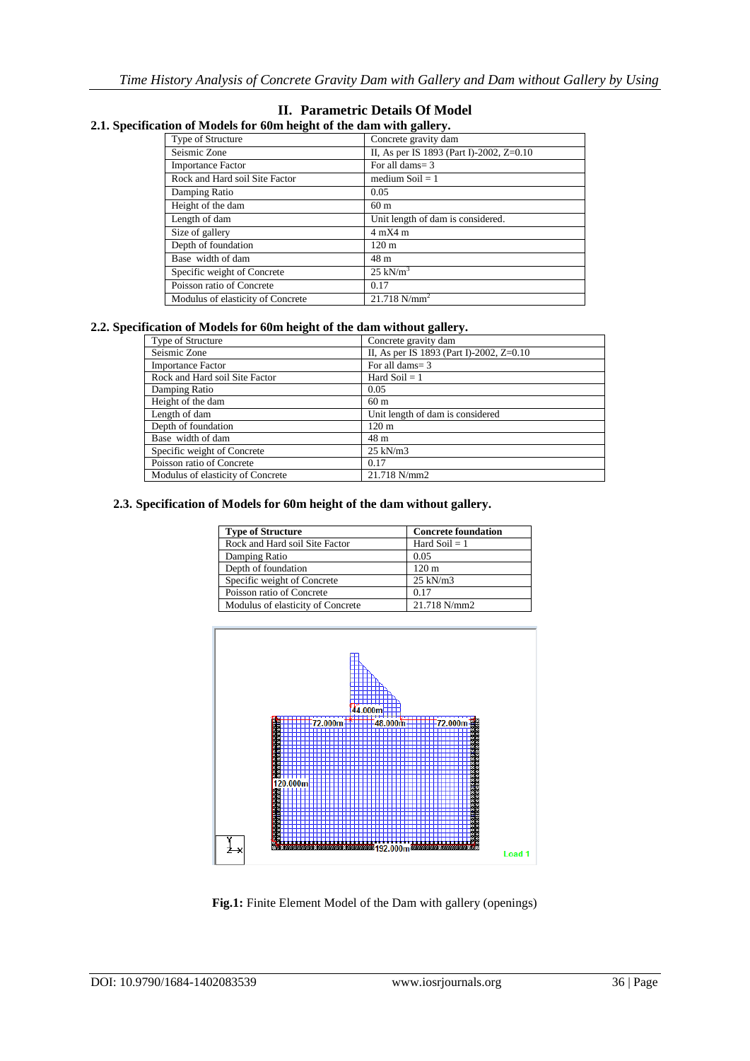## II. Parametric Details Of Model

### 2.1. Specification of Models for 60m height of the dam with gallery.

| Type of Structure | Concrete gravity dam |
|---|---|
| Seismic Zone | II, As per IS 1893 (Part I)-2002, Z=0.10 |
| Importance Factor | For all dams= 3 |
| Rock and Hard soil Site Factor | medium Soil = 1 |
| Damping Ratio | 0.05 |
| Height of the dam | 60 m |
| Length of dam | Unit length of dam is considered. |
| Size of gallery | 4 mX4 m |
| Depth of foundation | 120 m |
| Base width of dam | 48 m |
| Specific weight of Concrete | 25 kN/m$^3$ |
| Poisson ratio of Concrete | 0.17 |
| Modulus of elasticity of Concrete | 21.718 N/mm$^2$ |

### 2.2. Specification of Models for 60m height of the dam without gallery.

| Type of Structure | Concrete gravity dam |
|---|---|
| Seismic Zone | II, As per IS 1893 (Part I)-2002, Z=0.10 |
| Importance Factor | For all dams= 3 |
| Rock and Hard soil Site Factor | Hard Soil = 1 |
| Damping Ratio | 0.05 |
| Height of the dam | 60 m |
| Length of dam | Unit length of dam is considered |
| Depth of foundation | 120 m |
| Base width of dam | 48 m |
| Specific weight of Concrete | 25 kN/m3 |
| Poisson ratio of Concrete | 0.17 |
| Modulus of elasticity of Concrete | 21.718 N/mm2 |

### 2.3. Specification of Models for 60m height of the dam without gallery.

| Type of Structure | Concrete foundation |
|---|---|
| Rock and Hard soil Site Factor | Hard Soil = 1 |
| Damping Ratio | 0.05 |
| Depth of foundation | 120 m |
| Specific weight of Concrete | 25 kN/m3 |
| Poisson ratio of Concrete | 0.17 |
| Modulus of elasticity of Concrete | 21.718 N/mm2 |

**Fig.1:** Finite Element Model of the Dam with gallery (openings)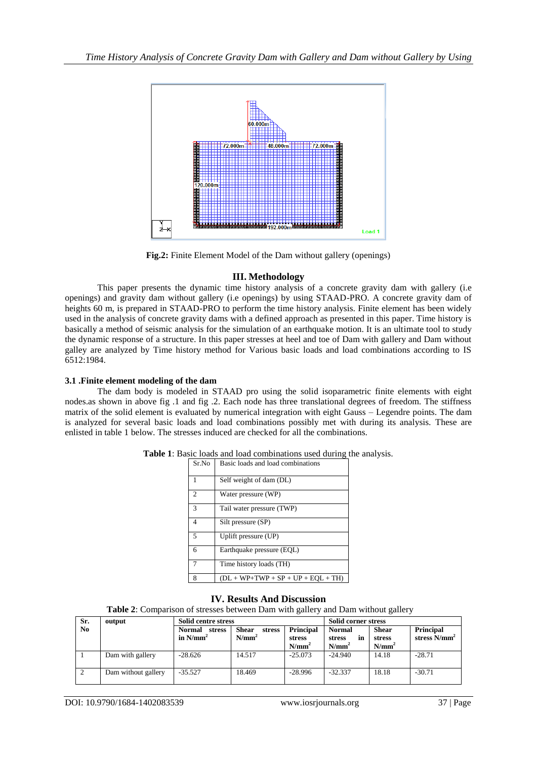**Fig.2:** Finite Element Model of the Dam without gallery (openings)

## III. Methodology

This paper presents the dynamic time history analysis of a concrete gravity dam with gallery (i.e openings) and gravity dam without gallery (i.e openings) by using STAAD-PRO. A concrete gravity dam of heights 60 m, is prepared in STAAD-PRO to perform the time history analysis. Finite element has been widely used in the analysis of concrete gravity dams with a defined approach as presented in this paper. Time history is basically a method of seismic analysis for the simulation of an earthquake motion. It is an ultimate tool to study the dynamic response of a structure. In this paper stresses at heel and toe of Dam with gallery and Dam without galley are analyzed by Time history method for Various basic loads and load combinations according to IS 6512:1984.

### 3.1 .Finite element modeling of the dam

The dam body is modeled in STAAD pro using the solid isoparametric finite elements with eight nodes.as shown in above fig .1 and fig .2. Each node has three translational degrees of freedom. The stiffness matrix of the solid element is evaluated by numerical integration with eight Gauss – Legendre points. The dam is analyzed for several basic loads and load combinations possibly met with during its analysis. These are enlisted in table 1 below. The stresses induced are checked for all the combinations.

**Table 1**: Basic loads and load combinations used during the analysis.

| Sr.No | Basic loads and load combinations |
|---|---|
| 1 | Self weight of dam (DL) |
| 2 | Water pressure (WP) |
| 3 | Tail water pressure (TWP) |
| 4 | Silt pressure (SP) |
| 5 | Uplift pressure (UP) |
| 6 | Earthquake pressure (EQL) |
| 7 | Time history loads (TH) |
| 8 | (DL + WP+TWP + SP + UP + EQL + TH) |

## IV. Results And Discussion

**Table 2**: Comparison of stresses between Dam with gallery and Dam without gallery

| Sr. No | output | Solid centre stress | | | Solid corner stress | | |
|---|---|---|---|---|---|---|---|
| | | Normal stress in $N/mm^2$ | Shear stress $N/mm^2$ | Principal stress $N/mm^2$ | Normal stress in $N/mm^2$ | Shear stress $N/mm^2$ | Principal stress $N/mm^2$ |
| 1 | Dam with gallery | -28.626 | 14.517 | -25.073 | -24.940 | 14.18 | -28.71 |
| 2 | Dam without gallery | -35.527 | 18.469 | -28.996 | -32.337 | 18.18 | -30.71 |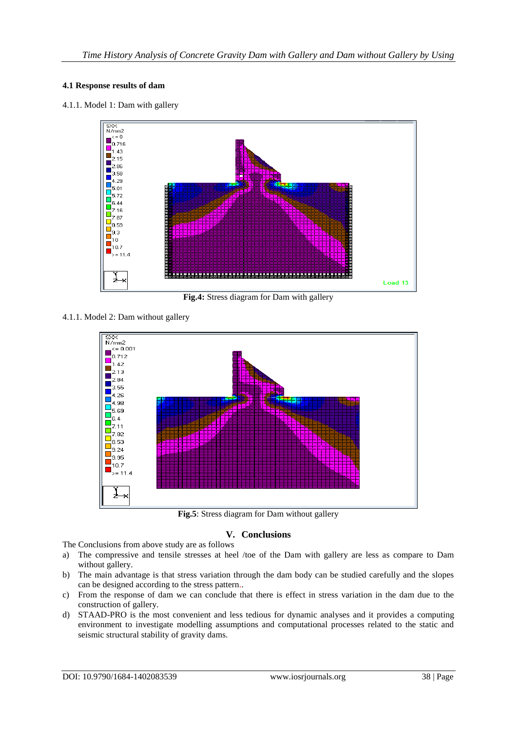**4.1 Response results of dam**

4.1.1. Model 1: Dam with gallery

**Fig.4:** Stress diagram for Dam with gallery

4.1.1. Model 2: Dam without gallery

**Fig.5**: Stress diagram for Dam without gallery

## V. Conclusions

The Conclusions from above study are as follows

a) The compressive and tensile stresses at heel /toe of the Dam with gallery are less as compare to Dam without gallery.
b) The main advantage is that stress variation through the dam body can be studied carefully and the slopes can be designed according to the stress pattern..
c) From the response of dam we can conclude that there is effect in stress variation in the dam due to the construction of gallery.
d) STAAD-PRO is the most convenient and less tedious for dynamic analyses and it provides a computing environment to investigate modelling assumptions and computational processes related to the static and seismic structural stability of gravity dams.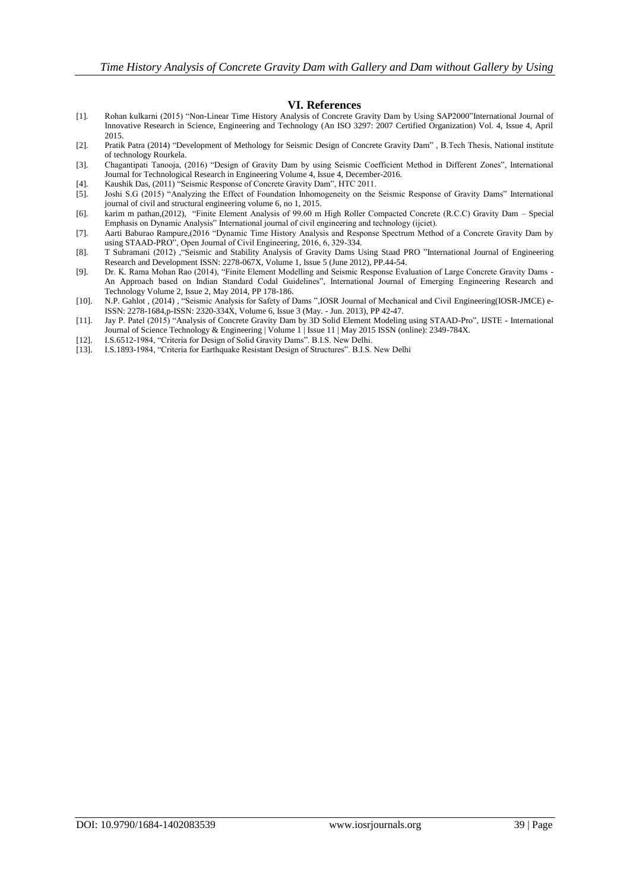## VI. References

[1]. Rohan kulkarni (2015) "Non-Linear Time History Analysis of Concrete Gravity Dam by Using SAP2000"International Journal of Innovative Research in Science, Engineering and Technology (An ISO 3297: 2007 Certified Organization) Vol. 4, Issue 4, April 2015.

[2]. Pratik Patra (2014) "Development of Methology for Seismic Design of Concrete Gravity Dam" , B.Tech Thesis, National institute of technology Rourkela.

[3]. Chagantipati Tanooja, (2016) "Design of Gravity Dam by using Seismic Coefficient Method in Different Zones", International Journal for Technological Research in Engineering Volume 4, Issue 4, December-2016.

[4]. Kaushik Das, (2011) "Seismic Response of Concrete Gravity Dam", HTC 2011.

[5]. Joshi S.G (2015) "Analyzing the Effect of Foundation Inhomogeneity on the Seismic Response of Gravity Dams" International journal of civil and structural engineering volume 6, no 1, 2015.

[6]. karim m pathan,(2012), "Finite Element Analysis of 99.60 m High Roller Compacted Concrete (R.C.C) Gravity Dam – Special Emphasis on Dynamic Analysis" International journal of civil engineering and technology (ijciet).

[7]. Aarti Baburao Rampure,(2016 "Dynamic Time History Analysis and Response Spectrum Method of a Concrete Gravity Dam by using STAAD-PRO", Open Journal of Civil Engineering, 2016, 6, 329-334.

[8]. T Subramani (2012) ,"Seismic and Stability Analysis of Gravity Dams Using Staad PRO "International Journal of Engineering Research and Development ISSN: 2278-067X, Volume 1, Issue 5 (June 2012), PP.44-54.

[9]. Dr. K. Rama Mohan Rao (2014), "Finite Element Modelling and Seismic Response Evaluation of Large Concrete Gravity Dams - An Approach based on Indian Standard Codal Guidelines", International Journal of Emerging Engineering Research and Technology Volume 2, Issue 2, May 2014, PP 178-186.

[10]. N.P. Gahlot , (2014) , "Seismic Analysis for Safety of Dams ",IOSR Journal of Mechanical and Civil Engineering(IOSR-JMCE) e-ISSN: 2278-1684,p-ISSN: 2320-334X, Volume 6, Issue 3 (May. - Jun. 2013), PP 42-47.

[11]. Jay P. Patel (2015) "Analysis of Concrete Gravity Dam by 3D Solid Element Modeling using STAAD-Pro", IJSTE - International Journal of Science Technology & Engineering | Volume 1 | Issue 11 | May 2015 ISSN (online): 2349-784X.

[12]. I.S.6512-1984, "Criteria for Design of Solid Gravity Dams". B.I.S. New Delhi.

[13]. I.S.1893-1984, "Criteria for Earthquake Resistant Design of Structures". B.I.S. New Delhi